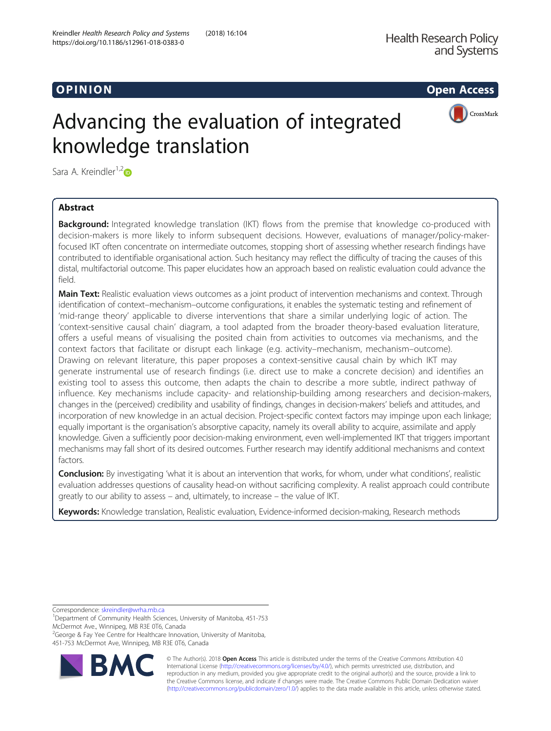OPINION

Open Access

# Advancing the evaluation of integrated knowledge translation

Sara A. Kreindler[1,2]

## Abstract

**Background:** Integrated knowledge translation (IKT) flows from the premise that knowledge co-produced with decision-makers is more likely to inform subsequent decisions. However, evaluations of manager/policy-maker-focused IKT often concentrate on intermediate outcomes, stopping short of assessing whether research findings have contributed to identifiable organisational action. Such hesitancy may reflect the difficulty of tracing the causes of this distal, multifactorial outcome. This paper elucidates how an approach based on realistic evaluation could advance the field.

**Main Text:** Realistic evaluation views outcomes as a joint product of intervention mechanisms and context. Through identification of context–mechanism–outcome configurations, it enables the systematic testing and refinement of 'mid-range theory' applicable to diverse interventions that share a similar underlying logic of action. The 'context-sensitive causal chain' diagram, a tool adapted from the broader theory-based evaluation literature, offers a useful means of visualising the posited chain from activities to outcomes via mechanisms, and the context factors that facilitate or disrupt each linkage (e.g. activity–mechanism, mechanism–outcome). Drawing on relevant literature, this paper proposes a context-sensitive causal chain by which IKT may generate instrumental use of research findings (i.e. direct use to make a concrete decision) and identifies an existing tool to assess this outcome, then adapts the chain to describe a more subtle, indirect pathway of influence. Key mechanisms include capacity- and relationship-building among researchers and decision-makers, changes in the (perceived) credibility and usability of findings, changes in decision-makers' beliefs and attitudes, and incorporation of new knowledge in an actual decision. Project-specific context factors may impinge upon each linkage; equally important is the organisation's absorptive capacity, namely its overall ability to acquire, assimilate and apply knowledge. Given a sufficiently poor decision-making environment, even well-implemented IKT that triggers important mechanisms may fall short of its desired outcomes. Further research may identify additional mechanisms and context factors.

**Conclusion:** By investigating 'what it is about an intervention that works, for whom, under what conditions', realistic evaluation addresses questions of causality head-on without sacrificing complexity. A realist approach could contribute greatly to our ability to assess – and, ultimately, to increase – the value of IKT.

**Keywords:** Knowledge translation, Realistic evaluation, Evidence-informed decision-making, Research methods

Correspondence: skreindler@wrha.mb.ca

[1]Department of Community Health Sciences, University of Manitoba, 451-753 McDermot Ave., Winnipeg, MB R3E 0T6, Canada

[2]George & Fay Yee Centre for Healthcare Innovation, University of Manitoba, 451-753 McDermot Ave, Winnipeg, MB R3E 0T6, Canada

© The Author(s). 2018 **Open Access** This article is distributed under the terms of the Creative Commons Attribution 4.0 International License (http://creativecommons.org/licenses/by/4.0/), which permits unrestricted use, distribution, and reproduction in any medium, provided you give appropriate credit to the original author(s) and the source, provide a link to the Creative Commons license, and indicate if changes were made. The Creative Commons Public Domain Dedication waiver (http://creativecommons.org/publicdomain/zero/1.0/) applies to the data made available in this article, unless otherwise stated.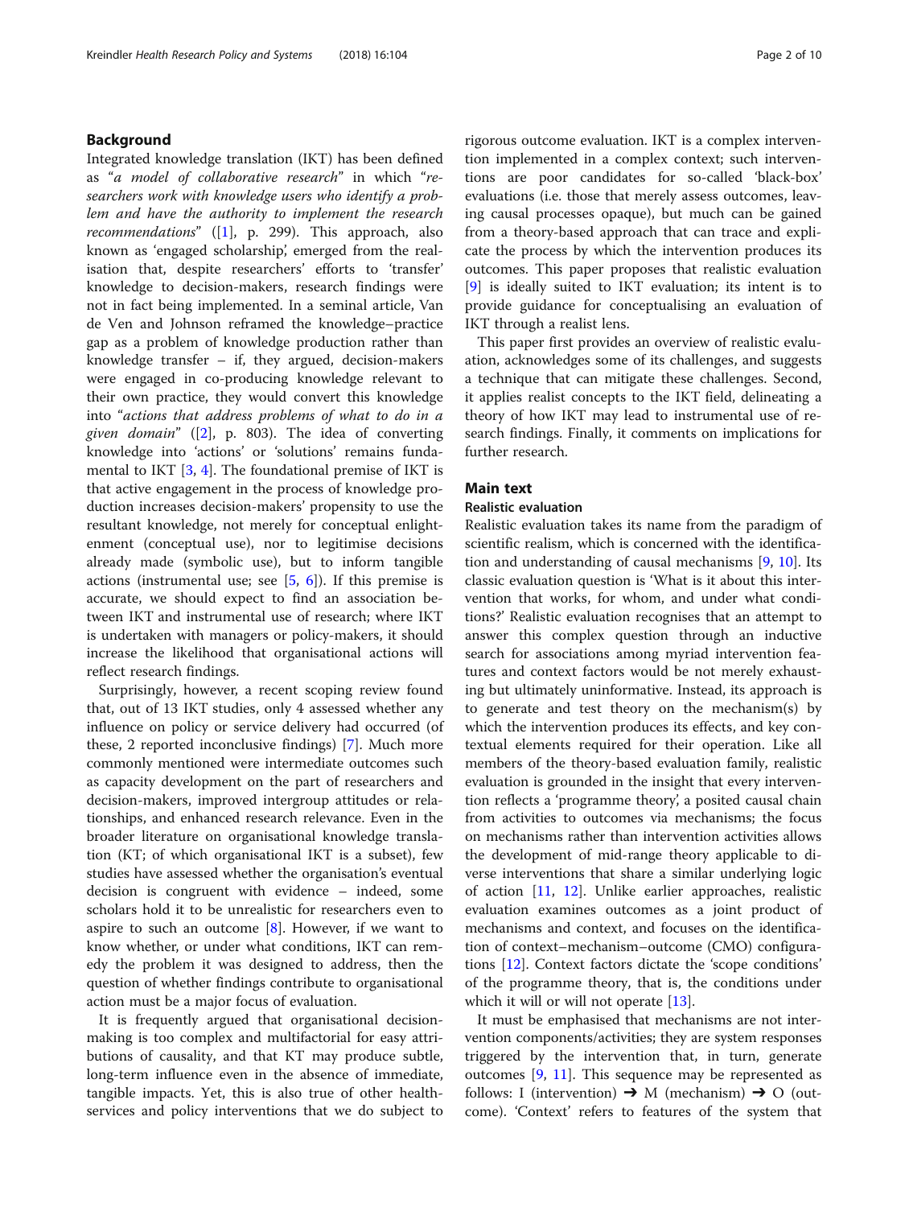## Background

Integrated knowledge translation (IKT) has been defined as "*a model of collaborative research*" in which "*researchers work with knowledge users who identify a problem and have the authority to implement the research recommendations*" ([1], p. 299). This approach, also known as 'engaged scholarship', emerged from the realisation that, despite researchers' efforts to 'transfer' knowledge to decision-makers, research findings were not in fact being implemented. In a seminal article, Van de Ven and Johnson reframed the knowledge–practice gap as a problem of knowledge production rather than knowledge transfer – if, they argued, decision-makers were engaged in co-producing knowledge relevant to their own practice, they would convert this knowledge into "*actions that address problems of what to do in a given domain*" ([2], p. 803). The idea of converting knowledge into 'actions' or 'solutions' remains fundamental to IKT [3, 4]. The foundational premise of IKT is that active engagement in the process of knowledge production increases decision-makers' propensity to use the resultant knowledge, not merely for conceptual enlightenment (conceptual use), nor to legitimise decisions already made (symbolic use), but to inform tangible actions (instrumental use; see [5, 6]). If this premise is accurate, we should expect to find an association between IKT and instrumental use of research; where IKT is undertaken with managers or policy-makers, it should increase the likelihood that organisational actions will reflect research findings.

Surprisingly, however, a recent scoping review found that, out of 13 IKT studies, only 4 assessed whether any influence on policy or service delivery had occurred (of these, 2 reported inconclusive findings) [7]. Much more commonly mentioned were intermediate outcomes such as capacity development on the part of researchers and decision-makers, improved intergroup attitudes or relationships, and enhanced research relevance. Even in the broader literature on organisational knowledge translation (KT; of which organisational IKT is a subset), few studies have assessed whether the organisation's eventual decision is congruent with evidence – indeed, some scholars hold it to be unrealistic for researchers even to aspire to such an outcome [8]. However, if we want to know whether, or under what conditions, IKT can remedy the problem it was designed to address, then the question of whether findings contribute to organisational action must be a major focus of evaluation.

It is frequently argued that organisational decision-making is too complex and multifactorial for easy attributions of causality, and that KT may produce subtle, long-term influence even in the absence of immediate, tangible impacts. Yet, this is also true of other health-services and policy interventions that we do subject to rigorous outcome evaluation. IKT is a complex intervention implemented in a complex context; such interventions are poor candidates for so-called 'black-box' evaluations (i.e. those that merely assess outcomes, leaving causal processes opaque), but much can be gained from a theory-based approach that can trace and explicate the process by which the intervention produces its outcomes. This paper proposes that realistic evaluation [9] is ideally suited to IKT evaluation; its intent is to provide guidance for conceptualising an evaluation of IKT through a realist lens.

This paper first provides an overview of realistic evaluation, acknowledges some of its challenges, and suggests a technique that can mitigate these challenges. Second, it applies realist concepts to the IKT field, delineating a theory of how IKT may lead to instrumental use of research findings. Finally, it comments on implications for further research.

## Main text

### Realistic evaluation

Realistic evaluation takes its name from the paradigm of scientific realism, which is concerned with the identification and understanding of causal mechanisms [9, 10]. Its classic evaluation question is 'What is it about this intervention that works, for whom, and under what conditions?' Realistic evaluation recognises that an attempt to answer this complex question through an inductive search for associations among myriad intervention features and context factors would be not merely exhausting but ultimately uninformative. Instead, its approach is to generate and test theory on the mechanism(s) by which the intervention produces its effects, and key contextual elements required for their operation. Like all members of the theory-based evaluation family, realistic evaluation is grounded in the insight that every intervention reflects a 'programme theory', a posited causal chain from activities to outcomes via mechanisms; the focus on mechanisms rather than intervention activities allows the development of mid-range theory applicable to diverse interventions that share a similar underlying logic of action [11, 12]. Unlike earlier approaches, realistic evaluation examines outcomes as a joint product of mechanisms and context, and focuses on the identification of context–mechanism–outcome (CMO) configurations [12]. Context factors dictate the 'scope conditions' of the programme theory, that is, the conditions under which it will or will not operate [13].

It must be emphasised that mechanisms are not intervention components/activities; they are system responses triggered by the intervention that, in turn, generate outcomes [9, 11]. This sequence may be represented as follows: I (intervention) ➔ M (mechanism) ➔ O (outcome). 'Context' refers to features of the system that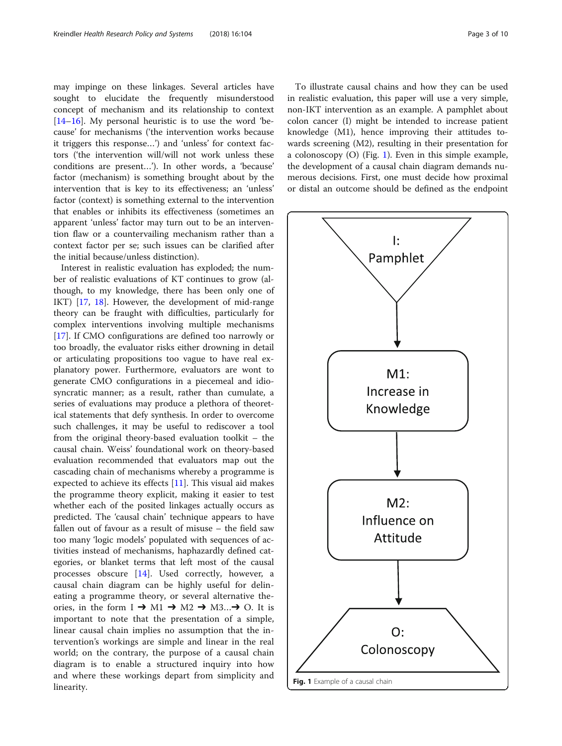may impinge on these linkages. Several articles have sought to elucidate the frequently misunderstood concept of mechanism and its relationship to context [14–16]. My personal heuristic is to use the word 'because' for mechanisms ('the intervention works because it triggers this response…') and 'unless' for context factors ('the intervention will/will not work unless these conditions are present…'). In other words, a 'because' factor (mechanism) is something brought about by the intervention that is key to its effectiveness; an 'unless' factor (context) is something external to the intervention that enables or inhibits its effectiveness (sometimes an apparent 'unless' factor may turn out to be an intervention flaw or a countervailing mechanism rather than a context factor per se; such issues can be clarified after the initial because/unless distinction).

Interest in realistic evaluation has exploded; the number of realistic evaluations of KT continues to grow (although, to my knowledge, there has been only one of IKT) [17, 18]. However, the development of mid-range theory can be fraught with difficulties, particularly for complex interventions involving multiple mechanisms [17]. If CMO configurations are defined too narrowly or too broadly, the evaluator risks either drowning in detail or articulating propositions too vague to have real explanatory power. Furthermore, evaluators are wont to generate CMO configurations in a piecemeal and idiosyncratic manner; as a result, rather than cumulate, a series of evaluations may produce a plethora of theoretical statements that defy synthesis. In order to overcome such challenges, it may be useful to rediscover a tool from the original theory-based evaluation toolkit – the causal chain. Weiss' foundational work on theory-based evaluation recommended that evaluators map out the cascading chain of mechanisms whereby a programme is expected to achieve its effects [11]. This visual aid makes the programme theory explicit, making it easier to test whether each of the posited linkages actually occurs as predicted. The 'causal chain' technique appears to have fallen out of favour as a result of misuse – the field saw too many 'logic models' populated with sequences of activities instead of mechanisms, haphazardly defined categories, or blanket terms that left most of the causal processes obscure [14]. Used correctly, however, a causal chain diagram can be highly useful for delineating a programme theory, or several alternative theories, in the form I ➔ M1 ➔ M2 ➔ M3…➔ O. It is important to note that the presentation of a simple, linear causal chain implies no assumption that the intervention's workings are simple and linear in the real world; on the contrary, the purpose of a causal chain diagram is to enable a structured inquiry into how and where these workings depart from simplicity and linearity.

To illustrate causal chains and how they can be used in realistic evaluation, this paper will use a very simple, non-IKT intervention as an example. A pamphlet about colon cancer (I) might be intended to increase patient knowledge (M1), hence improving their attitudes towards screening (M2), resulting in their presentation for a colonoscopy (O) (Fig. 1). Even in this simple example, the development of a causal chain diagram demands numerous decisions. First, one must decide how proximal or distal an outcome should be defined as the endpoint

I: Pamphlet

M1: Increase in Knowledge

M2: Influence on Attitude

O: Colonoscopy

**Fig. 1** Example of a causal chain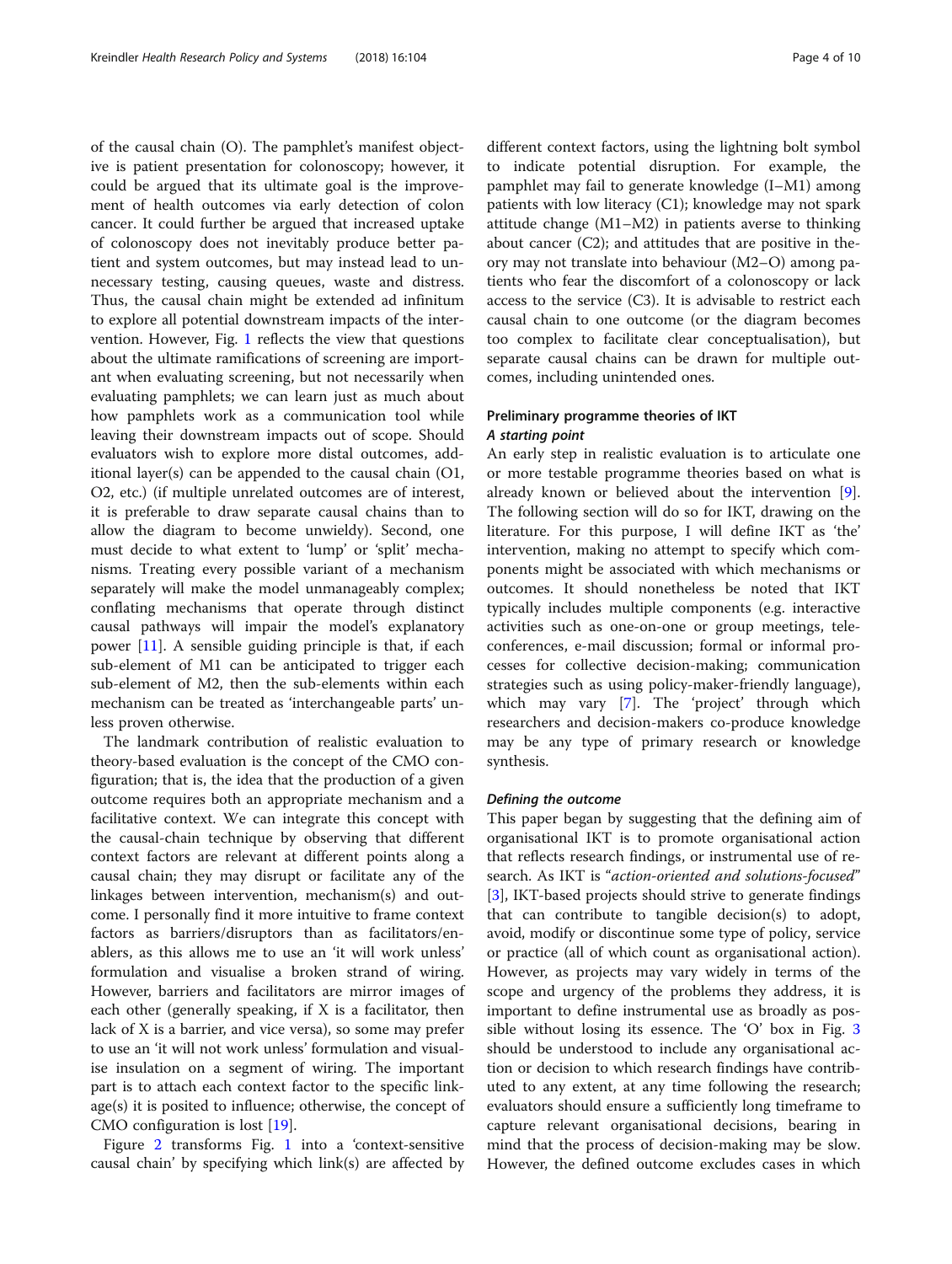of the causal chain (O). The pamphlet's manifest objective is patient presentation for colonoscopy; however, it could be argued that its ultimate goal is the improvement of health outcomes via early detection of colon cancer. It could further be argued that increased uptake of colonoscopy does not inevitably produce better patient and system outcomes, but may instead lead to unnecessary testing, causing queues, waste and distress. Thus, the causal chain might be extended ad infinitum to explore all potential downstream impacts of the intervention. However, Fig. 1 reflects the view that questions about the ultimate ramifications of screening are important when evaluating screening, but not necessarily when evaluating pamphlets; we can learn just as much about how pamphlets work as a communication tool while leaving their downstream impacts out of scope. Should evaluators wish to explore more distal outcomes, additional layer(s) can be appended to the causal chain (O1, O2, etc.) (if multiple unrelated outcomes are of interest, it is preferable to draw separate causal chains than to allow the diagram to become unwieldy). Second, one must decide to what extent to 'lump' or 'split' mechanisms. Treating every possible variant of a mechanism separately will make the model unmanageably complex; conflating mechanisms that operate through distinct causal pathways will impair the model's explanatory power [11]. A sensible guiding principle is that, if each sub-element of M1 can be anticipated to trigger each sub-element of M2, then the sub-elements within each mechanism can be treated as 'interchangeable parts' unless proven otherwise.

The landmark contribution of realistic evaluation to theory-based evaluation is the concept of the CMO configuration; that is, the idea that the production of a given outcome requires both an appropriate mechanism and a facilitative context. We can integrate this concept with the causal-chain technique by observing that different context factors are relevant at different points along a causal chain; they may disrupt or facilitate any of the linkages between intervention, mechanism(s) and outcome. I personally find it more intuitive to frame context factors as barriers/disruptors than as facilitators/enablers, as this allows me to use an 'it will work unless' formulation and visualise a broken strand of wiring. However, barriers and facilitators are mirror images of each other (generally speaking, if X is a facilitator, then lack of X is a barrier, and vice versa), so some may prefer to use an 'it will not work unless' formulation and visualise insulation on a segment of wiring. The important part is to attach each context factor to the specific linkage(s) it is posited to influence; otherwise, the concept of CMO configuration is lost [19].

Figure 2 transforms Fig. 1 into a 'context-sensitive causal chain' by specifying which link(s) are affected by different context factors, using the lightning bolt symbol to indicate potential disruption. For example, the pamphlet may fail to generate knowledge (I–M1) among patients with low literacy (C1); knowledge may not spark attitude change (M1–M2) in patients averse to thinking about cancer (C2); and attitudes that are positive in theory may not translate into behaviour (M2–O) among patients who fear the discomfort of a colonoscopy or lack access to the service (C3). It is advisable to restrict each causal chain to one outcome (or the diagram becomes too complex to facilitate clear conceptualisation), but separate causal chains can be drawn for multiple outcomes, including unintended ones.

## Preliminary programme theories of IKT

### *A starting point*

An early step in realistic evaluation is to articulate one or more testable programme theories based on what is already known or believed about the intervention [9]. The following section will do so for IKT, drawing on the literature. For this purpose, I will define IKT as 'the' intervention, making no attempt to specify which components might be associated with which mechanisms or outcomes. It should nonetheless be noted that IKT typically includes multiple components (e.g. interactive activities such as one-on-one or group meetings, teleconferences, e-mail discussion; formal or informal processes for collective decision-making; communication strategies such as using policy-maker-friendly language), which may vary [7]. The 'project' through which researchers and decision-makers co-produce knowledge may be any type of primary research or knowledge synthesis.

### *Defining the outcome*

This paper began by suggesting that the defining aim of organisational IKT is to promote organisational action that reflects research findings, or instrumental use of research. As IKT is "*action-oriented and solutions-focused*" [3], IKT-based projects should strive to generate findings that can contribute to tangible decision(s) to adopt, avoid, modify or discontinue some type of policy, service or practice (all of which count as organisational action). However, as projects may vary widely in terms of the scope and urgency of the problems they address, it is important to define instrumental use as broadly as possible without losing its essence. The 'O' box in Fig. 3 should be understood to include any organisational action or decision to which research findings have contributed to any extent, at any time following the research; evaluators should ensure a sufficiently long timeframe to capture relevant organisational decisions, bearing in mind that the process of decision-making may be slow. However, the defined outcome excludes cases in which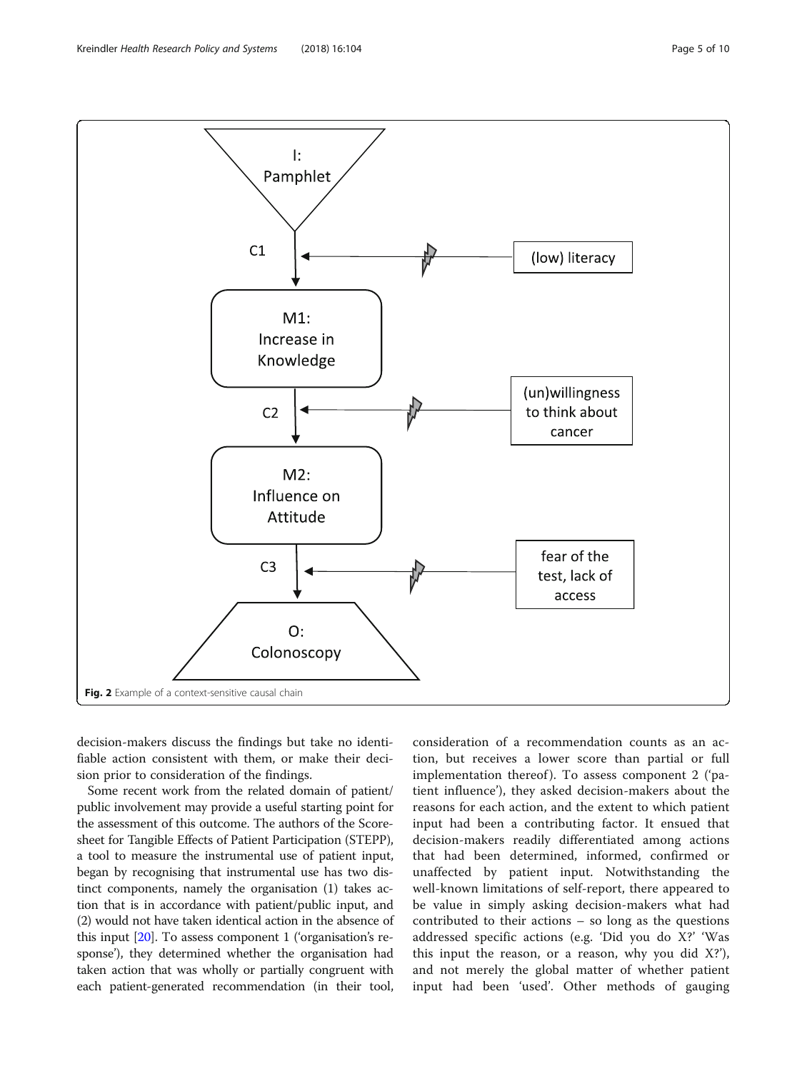I:
Pamphlet

C1 ← (low) literacy

M1:
Increase in
Knowledge

C2 ← (un)willingness to think about cancer

M2:
Influence on
Attitude

C3 ← fear of the test, lack of access

O:
Colonoscopy

**Fig. 2** Example of a context-sensitive causal chain

decision-makers discuss the findings but take no identifiable action consistent with them, or make their decision prior to consideration of the findings.

Some recent work from the related domain of patient/public involvement may provide a useful starting point for the assessment of this outcome. The authors of the Scoresheet for Tangible Effects of Patient Participation (STEPP), a tool to measure the instrumental use of patient input, began by recognising that instrumental use has two distinct components, namely the organisation (1) takes action that is in accordance with patient/public input, and (2) would not have taken identical action in the absence of this input [20]. To assess component 1 ('organisation's response'), they determined whether the organisation had taken action that was wholly or partially congruent with each patient-generated recommendation (in their tool, consideration of a recommendation counts as an action, but receives a lower score than partial or full implementation thereof). To assess component 2 ('patient influence'), they asked decision-makers about the reasons for each action, and the extent to which patient input had been a contributing factor. It ensued that decision-makers readily differentiated among actions that had been determined, informed, confirmed or unaffected by patient input. Notwithstanding the well-known limitations of self-report, there appeared to be value in simply asking decision-makers what had contributed to their actions – so long as the questions addressed specific actions (e.g. 'Did you do X?' 'Was this input the reason, or a reason, why you did X?'), and not merely the global matter of whether patient input had been 'used'. Other methods of gauging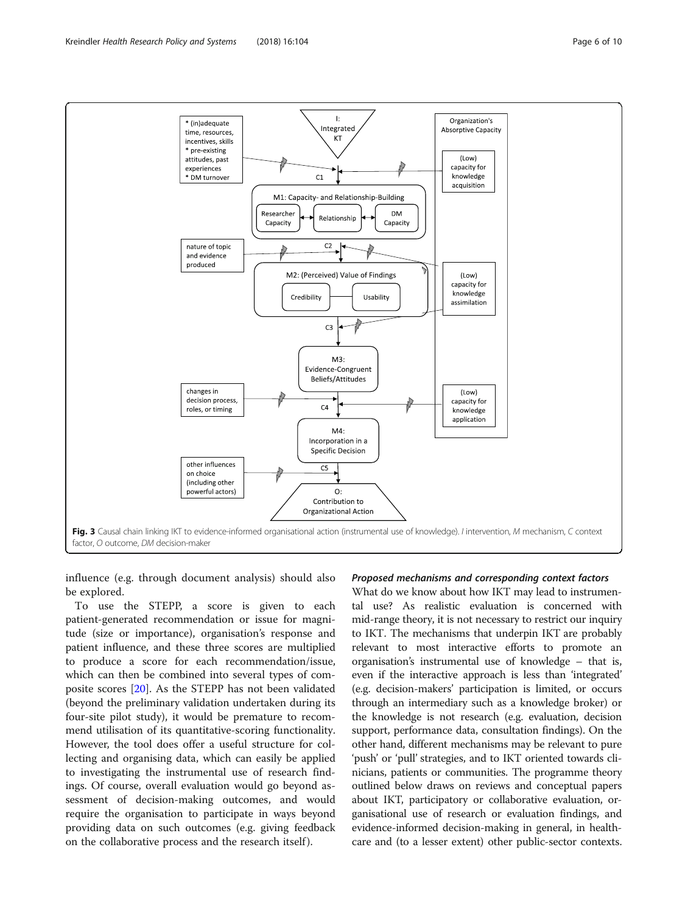Fig. 3 Causal chain linking IKT to evidence-informed organisational action (instrumental use of knowledge). *I* intervention, *M* mechanism, *C* context factor, *O* outcome, *DM* decision-maker

influence (e.g. through document analysis) should also be explored.

To use the STEPP, a score is given to each patient-generated recommendation or issue for magnitude (size or importance), organisation's response and patient influence, and these three scores are multiplied to produce a score for each recommendation/issue, which can then be combined into several types of composite scores [20]. As the STEPP has not been validated (beyond the preliminary validation undertaken during its four-site pilot study), it would be premature to recommend utilisation of its quantitative-scoring functionality. However, the tool does offer a useful structure for collecting and organising data, which can easily be applied to investigating the instrumental use of research findings. Of course, overall evaluation would go beyond assessment of decision-making outcomes, and would require the organisation to participate in ways beyond providing data on such outcomes (e.g. giving feedback on the collaborative process and the research itself).

#### *Proposed mechanisms and corresponding context factors*

What do we know about how IKT may lead to instrumental use? As realistic evaluation is concerned with mid-range theory, it is not necessary to restrict our inquiry to IKT. The mechanisms that underpin IKT are probably relevant to most interactive efforts to promote an organisation's instrumental use of knowledge – that is, even if the interactive approach is less than 'integrated' (e.g. decision-makers' participation is limited, or occurs through an intermediary such as a knowledge broker) or the knowledge is not research (e.g. evaluation, decision support, performance data, consultation findings). On the other hand, different mechanisms may be relevant to pure 'push' or 'pull' strategies, and to IKT oriented towards clinicians, patients or communities. The programme theory outlined below draws on reviews and conceptual papers about IKT, participatory or collaborative evaluation, organisational use of research or evaluation findings, and evidence-informed decision-making in general, in healthcare and (to a lesser extent) other public-sector contexts.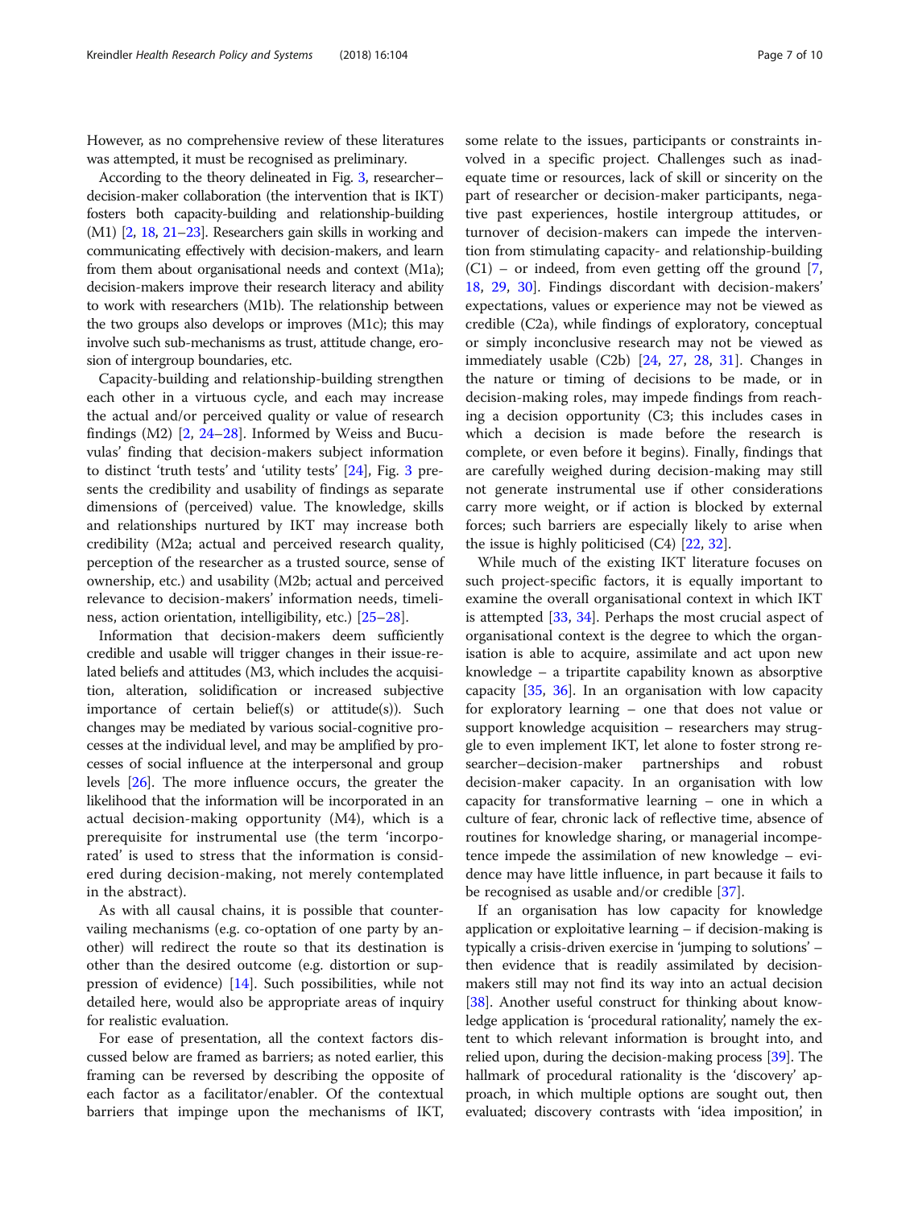However, as no comprehensive review of these literatures was attempted, it must be recognised as preliminary.

According to the theory delineated in Fig. 3, researcher–decision-maker collaboration (the intervention that is IKT) fosters both capacity-building and relationship-building (M1) [2, 18, 21–23]. Researchers gain skills in working and communicating effectively with decision-makers, and learn from them about organisational needs and context (M1a); decision-makers improve their research literacy and ability to work with researchers (M1b). The relationship between the two groups also develops or improves (M1c); this may involve such sub-mechanisms as trust, attitude change, erosion of intergroup boundaries, etc.

Capacity-building and relationship-building strengthen each other in a virtuous cycle, and each may increase the actual and/or perceived quality or value of research findings (M2) [2, 24–28]. Informed by Weiss and Bucuvulas' finding that decision-makers subject information to distinct 'truth tests' and 'utility tests' [24], Fig. 3 presents the credibility and usability of findings as separate dimensions of (perceived) value. The knowledge, skills and relationships nurtured by IKT may increase both credibility (M2a; actual and perceived research quality, perception of the researcher as a trusted source, sense of ownership, etc.) and usability (M2b; actual and perceived relevance to decision-makers' information needs, timeliness, action orientation, intelligibility, etc.) [25–28].

Information that decision-makers deem sufficiently credible and usable will trigger changes in their issue-related beliefs and attitudes (M3, which includes the acquisition, alteration, solidification or increased subjective importance of certain belief(s) or attitude(s)). Such changes may be mediated by various social-cognitive processes at the individual level, and may be amplified by processes of social influence at the interpersonal and group levels [26]. The more influence occurs, the greater the likelihood that the information will be incorporated in an actual decision-making opportunity (M4), which is a prerequisite for instrumental use (the term 'incorporated' is used to stress that the information is considered during decision-making, not merely contemplated in the abstract).

As with all causal chains, it is possible that countervailing mechanisms (e.g. co-optation of one party by another) will redirect the route so that its destination is other than the desired outcome (e.g. distortion or suppression of evidence) [14]. Such possibilities, while not detailed here, would also be appropriate areas of inquiry for realistic evaluation.

For ease of presentation, all the context factors discussed below are framed as barriers; as noted earlier, this framing can be reversed by describing the opposite of each factor as a facilitator/enabler. Of the contextual barriers that impinge upon the mechanisms of IKT, some relate to the issues, participants or constraints involved in a specific project. Challenges such as inadequate time or resources, lack of skill or sincerity on the part of researcher or decision-maker participants, negative past experiences, hostile intergroup attitudes, or turnover of decision-makers can impede the intervention from stimulating capacity- and relationship-building (C1) – or indeed, from even getting off the ground [7, 18, 29, 30]. Findings discordant with decision-makers' expectations, values or experience may not be viewed as credible (C2a), while findings of exploratory, conceptual or simply inconclusive research may not be viewed as immediately usable (C2b) [24, 27, 28, 31]. Changes in the nature or timing of decisions to be made, or in decision-making roles, may impede findings from reaching a decision opportunity (C3; this includes cases in which a decision is made before the research is complete, or even before it begins). Finally, findings that are carefully weighed during decision-making may still not generate instrumental use if other considerations carry more weight, or if action is blocked by external forces; such barriers are especially likely to arise when the issue is highly politicised (C4) [22, 32].

While much of the existing IKT literature focuses on such project-specific factors, it is equally important to examine the overall organisational context in which IKT is attempted [33, 34]. Perhaps the most crucial aspect of organisational context is the degree to which the organisation is able to acquire, assimilate and act upon new knowledge – a tripartite capability known as absorptive capacity [35, 36]. In an organisation with low capacity for exploratory learning – one that does not value or support knowledge acquisition – researchers may struggle to even implement IKT, let alone to foster strong researcher–decision-maker partnerships and robust decision-maker capacity. In an organisation with low capacity for transformative learning – one in which a culture of fear, chronic lack of reflective time, absence of routines for knowledge sharing, or managerial incompetence impede the assimilation of new knowledge – evidence may have little influence, in part because it fails to be recognised as usable and/or credible [37].

If an organisation has low capacity for knowledge application or exploitative learning – if decision-making is typically a crisis-driven exercise in 'jumping to solutions' – then evidence that is readily assimilated by decision-makers still may not find its way into an actual decision [38]. Another useful construct for thinking about knowledge application is 'procedural rationality', namely the extent to which relevant information is brought into, and relied upon, during the decision-making process [39]. The hallmark of procedural rationality is the 'discovery' approach, in which multiple options are sought out, then evaluated; discovery contrasts with 'idea imposition', in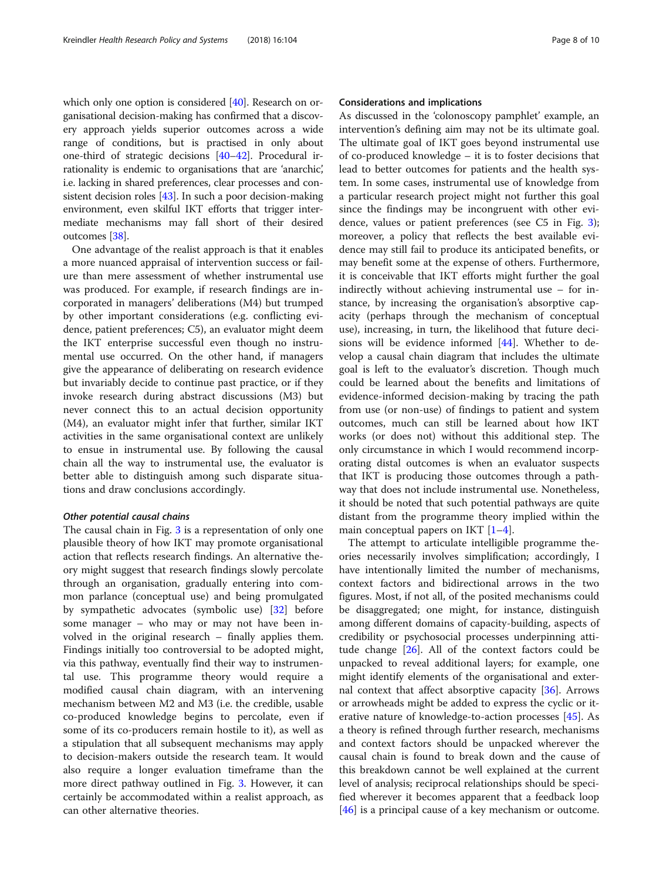which only one option is considered [40]. Research on organisational decision-making has confirmed that a discovery approach yields superior outcomes across a wide range of conditions, but is practised in only about one-third of strategic decisions [40–42]. Procedural irrationality is endemic to organisations that are 'anarchic', i.e. lacking in shared preferences, clear processes and consistent decision roles [43]. In such a poor decision-making environment, even skilful IKT efforts that trigger intermediate mechanisms may fall short of their desired outcomes [38].

One advantage of the realist approach is that it enables a more nuanced appraisal of intervention success or failure than mere assessment of whether instrumental use was produced. For example, if research findings are incorporated in managers' deliberations (M4) but trumped by other important considerations (e.g. conflicting evidence, patient preferences; C5), an evaluator might deem the IKT enterprise successful even though no instrumental use occurred. On the other hand, if managers give the appearance of deliberating on research evidence but invariably decide to continue past practice, or if they invoke research during abstract discussions (M3) but never connect this to an actual decision opportunity (M4), an evaluator might infer that further, similar IKT activities in the same organisational context are unlikely to ensue in instrumental use. By following the causal chain all the way to instrumental use, the evaluator is better able to distinguish among such disparate situations and draw conclusions accordingly.

#### *Other potential causal chains*

The causal chain in Fig. 3 is a representation of only one plausible theory of how IKT may promote organisational action that reflects research findings. An alternative theory might suggest that research findings slowly percolate through an organisation, gradually entering into common parlance (conceptual use) and being promulgated by sympathetic advocates (symbolic use) [32] before some manager – who may or may not have been involved in the original research – finally applies them. Findings initially too controversial to be adopted might, via this pathway, eventually find their way to instrumental use. This programme theory would require a modified causal chain diagram, with an intervening mechanism between M2 and M3 (i.e. the credible, usable co-produced knowledge begins to percolate, even if some of its co-producers remain hostile to it), as well as a stipulation that all subsequent mechanisms may apply to decision-makers outside the research team. It would also require a longer evaluation timeframe than the more direct pathway outlined in Fig. 3. However, it can certainly be accommodated within a realist approach, as can other alternative theories.

### Considerations and implications

As discussed in the 'colonoscopy pamphlet' example, an intervention's defining aim may not be its ultimate goal. The ultimate goal of IKT goes beyond instrumental use of co-produced knowledge – it is to foster decisions that lead to better outcomes for patients and the health system. In some cases, instrumental use of knowledge from a particular research project might not further this goal since the findings may be incongruent with other evidence, values or patient preferences (see C5 in Fig. 3); moreover, a policy that reflects the best available evidence may still fail to produce its anticipated benefits, or may benefit some at the expense of others. Furthermore, it is conceivable that IKT efforts might further the goal indirectly without achieving instrumental use – for instance, by increasing the organisation's absorptive capacity (perhaps through the mechanism of conceptual use), increasing, in turn, the likelihood that future decisions will be evidence informed [44]. Whether to develop a causal chain diagram that includes the ultimate goal is left to the evaluator's discretion. Though much could be learned about the benefits and limitations of evidence-informed decision-making by tracing the path from use (or non-use) of findings to patient and system outcomes, much can still be learned about how IKT works (or does not) without this additional step. The only circumstance in which I would recommend incorporating distal outcomes is when an evaluator suspects that IKT is producing those outcomes through a pathway that does not include instrumental use. Nonetheless, it should be noted that such potential pathways are quite distant from the programme theory implied within the main conceptual papers on IKT [1–4].

The attempt to articulate intelligible programme theories necessarily involves simplification; accordingly, I have intentionally limited the number of mechanisms, context factors and bidirectional arrows in the two figures. Most, if not all, of the posited mechanisms could be disaggregated; one might, for instance, distinguish among different domains of capacity-building, aspects of credibility or psychosocial processes underpinning attitude change [26]. All of the context factors could be unpacked to reveal additional layers; for example, one might identify elements of the organisational and external context that affect absorptive capacity [36]. Arrows or arrowheads might be added to express the cyclic or iterative nature of knowledge-to-action processes [45]. As a theory is refined through further research, mechanisms and context factors should be unpacked wherever the causal chain is found to break down and the cause of this breakdown cannot be well explained at the current level of analysis; reciprocal relationships should be specified wherever it becomes apparent that a feedback loop [46] is a principal cause of a key mechanism or outcome.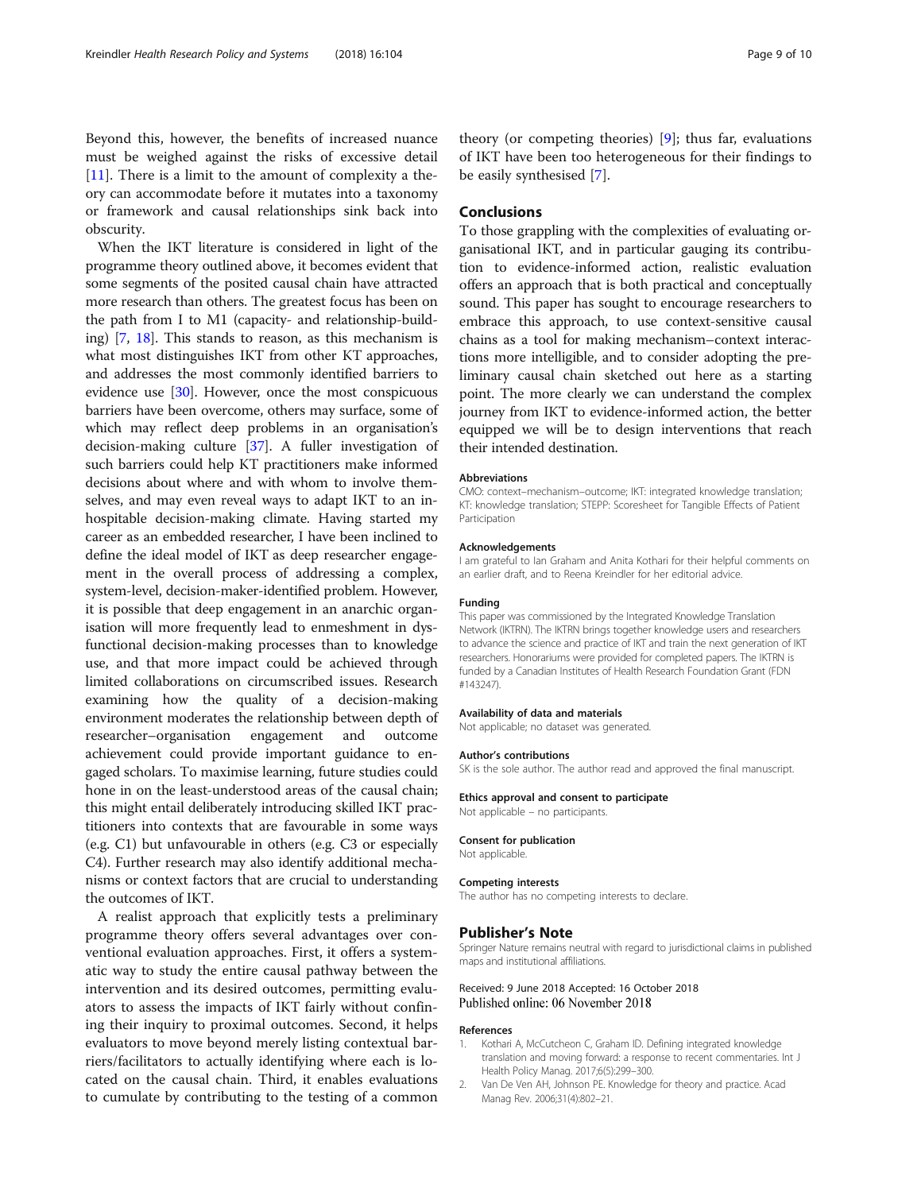Beyond this, however, the benefits of increased nuance must be weighed against the risks of excessive detail [11]. There is a limit to the amount of complexity a theory can accommodate before it mutates into a taxonomy or framework and causal relationships sink back into obscurity.

When the IKT literature is considered in light of the programme theory outlined above, it becomes evident that some segments of the posited causal chain have attracted more research than others. The greatest focus has been on the path from I to M1 (capacity- and relationship-building) [7, 18]. This stands to reason, as this mechanism is what most distinguishes IKT from other KT approaches, and addresses the most commonly identified barriers to evidence use [30]. However, once the most conspicuous barriers have been overcome, others may surface, some of which may reflect deep problems in an organisation's decision-making culture [37]. A fuller investigation of such barriers could help KT practitioners make informed decisions about where and with whom to involve themselves, and may even reveal ways to adapt IKT to an inhospitable decision-making climate. Having started my career as an embedded researcher, I have been inclined to define the ideal model of IKT as deep researcher engagement in the overall process of addressing a complex, system-level, decision-maker-identified problem. However, it is possible that deep engagement in an anarchic organisation will more frequently lead to enmeshment in dysfunctional decision-making processes than to knowledge use, and that more impact could be achieved through limited collaborations on circumscribed issues. Research examining how the quality of a decision-making environment moderates the relationship between depth of researcher–organisation engagement and outcome achievement could provide important guidance to engaged scholars. To maximise learning, future studies could hone in on the least-understood areas of the causal chain; this might entail deliberately introducing skilled IKT practitioners into contexts that are favourable in some ways (e.g. C1) but unfavourable in others (e.g. C3 or especially C4). Further research may also identify additional mechanisms or context factors that are crucial to understanding the outcomes of IKT.

A realist approach that explicitly tests a preliminary programme theory offers several advantages over conventional evaluation approaches. First, it offers a systematic way to study the entire causal pathway between the intervention and its desired outcomes, permitting evaluators to assess the impacts of IKT fairly without confining their inquiry to proximal outcomes. Second, it helps evaluators to move beyond merely listing contextual barriers/facilitators to actually identifying where each is located on the causal chain. Third, it enables evaluations to cumulate by contributing to the testing of a common theory (or competing theories) [9]; thus far, evaluations of IKT have been too heterogeneous for their findings to be easily synthesised [7].

## Conclusions

To those grappling with the complexities of evaluating organisational IKT, and in particular gauging its contribution to evidence-informed action, realistic evaluation offers an approach that is both practical and conceptually sound. This paper has sought to encourage researchers to embrace this approach, to use context-sensitive causal chains as a tool for making mechanism–context interactions more intelligible, and to consider adopting the preliminary causal chain sketched out here as a starting point. The more clearly we can understand the complex journey from IKT to evidence-informed action, the better equipped we will be to design interventions that reach their intended destination.

#### Abbreviations

CMO: context–mechanism–outcome; IKT: integrated knowledge translation; KT: knowledge translation; STEPP: Scoresheet for Tangible Effects of Patient Participation

#### Acknowledgements

I am grateful to Ian Graham and Anita Kothari for their helpful comments on an earlier draft, and to Reena Kreindler for her editorial advice.

#### Funding

This paper was commissioned by the Integrated Knowledge Translation Network (IKTRN). The IKTRN brings together knowledge users and researchers to advance the science and practice of IKT and train the next generation of IKT researchers. Honorariums were provided for completed papers. The IKTRN is funded by a Canadian Institutes of Health Research Foundation Grant (FDN #143247).

#### Availability of data and materials

Not applicable; no dataset was generated.

#### Author's contributions

SK is the sole author. The author read and approved the final manuscript.

#### Ethics approval and consent to participate

Not applicable – no participants.

#### Consent for publication

Not applicable.

#### Competing interests

The author has no competing interests to declare.

## Publisher's Note

Springer Nature remains neutral with regard to jurisdictional claims in published maps and institutional affiliations.

Received: 9 June 2018 Accepted: 16 October 2018
Published online: 06 November 2018

#### References

1. Kothari A, McCutcheon C, Graham ID. Defining integrated knowledge translation and moving forward: a response to recent commentaries. Int J Health Policy Manag. 2017;6(5):299–300.
2. Van De Ven AH, Johnson PE. Knowledge for theory and practice. Acad Manag Rev. 2006;31(4):802–21.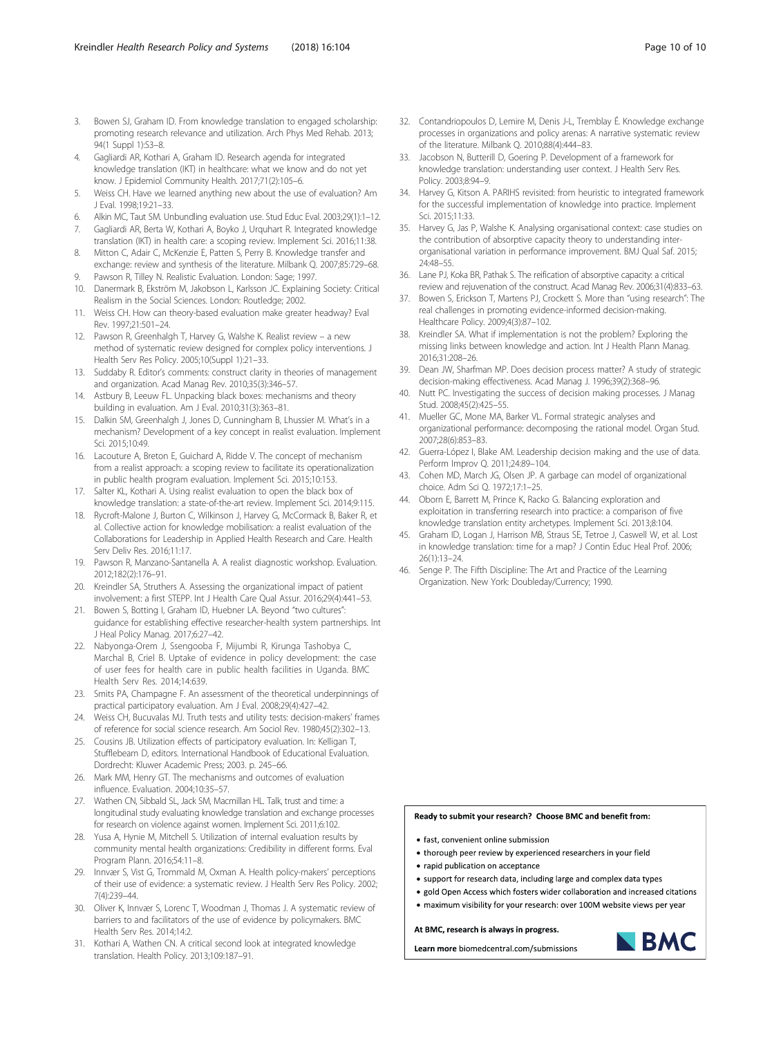3. Bowen SJ, Graham ID. From knowledge translation to engaged scholarship: promoting research relevance and utilization. Arch Phys Med Rehab. 2013; 94(1 Suppl 1):S3–8.
4. Gagliardi AR, Kothari A, Graham ID. Research agenda for integrated knowledge translation (IKT) in healthcare: what we know and do not yet know. J Epidemiol Community Health. 2017;71(2):105–6.
5. Weiss CH. Have we learned anything new about the use of evaluation? Am J Eval. 1998;19:21–33.
6. Alkin MC, Taut SM. Unbundling evaluation use. Stud Educ Eval. 2003;29(1):1–12.
7. Gagliardi AR, Berta W, Kothari A, Boyko J, Urquhart R. Integrated knowledge translation (IKT) in health care: a scoping review. Implement Sci. 2016;11:38.
8. Mitton C, Adair C, McKenzie E, Patten S, Perry B. Knowledge transfer and exchange: review and synthesis of the literature. Milbank Q. 2007;85:729–68.
9. Pawson R, Tilley N. Realistic Evaluation. London: Sage; 1997.
10. Danermark B, Ekström M, Jakobson L, Karlsson JC. Explaining Society: Critical Realism in the Social Sciences. London: Routledge; 2002.
11. Weiss CH. How can theory-based evaluation make greater headway? Eval Rev. 1997;21:501–24.
12. Pawson R, Greenhalgh T, Harvey G, Walshe K. Realist review – a new method of systematic review designed for complex policy interventions. J Health Serv Res Policy. 2005;10(Suppl 1):21–33.
13. Suddaby R. Editor's comments: construct clarity in theories of management and organization. Acad Manag Rev. 2010;35(3):346–57.
14. Astbury B, Leeuw FL. Unpacking black boxes: mechanisms and theory building in evaluation. Am J Eval. 2010;31(3):363–81.
15. Dalkin SM, Greenhalgh J, Jones D, Cunningham B, Lhussier M. What's in a mechanism? Development of a key concept in realist evaluation. Implement Sci. 2015;10:49.
16. Lacouture A, Breton E, Guichard A, Ridde V. The concept of mechanism from a realist approach: a scoping review to facilitate its operationalization in public health program evaluation. Implement Sci. 2015;10:153.
17. Salter KL, Kothari A. Using realist evaluation to open the black box of knowledge translation: a state-of-the-art review. Implement Sci. 2014;9:115.
18. Rycroft-Malone J, Burton C, Wilkinson J, Harvey G, McCormack B, Baker R, et al. Collective action for knowledge mobilisation: a realist evaluation of the Collaborations for Leadership in Applied Health Research and Care. Health Serv Deliv Res. 2016;11:17.
19. Pawson R, Manzano-Santanella A. A realist diagnostic workshop. Evaluation. 2012;182(2):176–91.
20. Kreindler SA, Struthers A. Assessing the organizational impact of patient involvement: a first STEPP. Int J Health Care Qual Assur. 2016;29(4):441–53.
21. Bowen S, Botting I, Graham ID, Huebner LA. Beyond "two cultures": guidance for establishing effective researcher-health system partnerships. Int J Heal Policy Manag. 2017;6:27–42.
22. Nabyonga-Orem J, Ssengooba F, Mijumbi R, Kirunga Tashobya C, Marchal B, Criel B. Uptake of evidence in policy development: the case of user fees for health care in public health facilities in Uganda. BMC Health Serv Res. 2014;14:639.
23. Smits PA, Champagne F. An assessment of the theoretical underpinnings of practical participatory evaluation. Am J Eval. 2008;29(4):427–42.
24. Weiss CH, Bucuvalas MJ. Truth tests and utility tests: decision-makers' frames of reference for social science research. Am Sociol Rev. 1980;45(2):302–13.
25. Cousins JB. Utilization effects of participatory evaluation. In: Kelligan T, Stufflebeam D, editors. International Handbook of Educational Evaluation. Dordrecht: Kluwer Academic Press; 2003. p. 245–66.
26. Mark MM, Henry GT. The mechanisms and outcomes of evaluation influence. Evaluation. 2004;10:35–57.
27. Wathen CN, Sibbald SL, Jack SM, Macmillan HL. Talk, trust and time: a longitudinal study evaluating knowledge translation and exchange processes for research on violence against women. Implement Sci. 2011;6:102.
28. Yusa A, Hynie M, Mitchell S. Utilization of internal evaluation results by community mental health organizations: Credibility in different forms. Eval Program Plann. 2016;54:11–8.
29. Innvær S, Vist G, Trommald M, Oxman A. Health policy-makers' perceptions of their use of evidence: a systematic review. J Health Serv Res Policy. 2002; 7(4):239–44.
30. Oliver K, Innvær S, Lorenc T, Woodman J, Thomas J. A systematic review of barriers to and facilitators of the use of evidence by policymakers. BMC Health Serv Res. 2014;14:2.
31. Kothari A, Wathen CN. A critical second look at integrated knowledge translation. Health Policy. 2013;109:187–91.
32. Contandriopoulos D, Lemire M, Denis J-L, Tremblay É. Knowledge exchange processes in organizations and policy arenas: A narrative systematic review of the literature. Milbank Q. 2010;88(4):444–83.
33. Jacobson N, Butterill D, Goering P. Development of a framework for knowledge translation: understanding user context. J Health Serv Res. Policy. 2003;8:94–9.
34. Harvey G, Kitson A. PARIHS revisited: from heuristic to integrated framework for the successful implementation of knowledge into practice. Implement Sci. 2015;11:33.
35. Harvey G, Jas P, Walshe K. Analysing organisational context: case studies on the contribution of absorptive capacity theory to understanding inter-organisational variation in performance improvement. BMJ Qual Saf. 2015; 24:48–55.
36. Lane PJ, Koka BR, Pathak S. The reification of absorptive capacity: a critical review and rejuvenation of the construct. Acad Manag Rev. 2006;31(4):833–63.
37. Bowen S, Erickson T, Martens PJ, Crockett S. More than "using research": The real challenges in promoting evidence-informed decision-making. Healthcare Policy. 2009;4(3):87–102.
38. Kreindler SA. What if implementation is not the problem? Exploring the missing links between knowledge and action. Int J Health Plann Manag. 2016;31:208–26.
39. Dean JW, Sharfman MP. Does decision process matter? A study of strategic decision-making effectiveness. Acad Manag J. 1996;39(2):368–96.
40. Nutt PC. Investigating the success of decision making processes. J Manag Stud. 2008;45(2):425–55.
41. Mueller GC, Mone MA, Barker VL. Formal strategic analyses and organizational performance: decomposing the rational model. Organ Stud. 2007;28(6):853–83.
42. Guerra-López I, Blake AM. Leadership decision making and the use of data. Perform Improv Q. 2011;24:89–104.
43. Cohen MD, March JG, Olsen JP. A garbage can model of organizational choice. Adm Sci Q. 1972;17:1–25.
44. Oborn E, Barrett M, Prince K, Racko G. Balancing exploration and exploitation in transferring research into practice: a comparison of five knowledge translation entity archetypes. Implement Sci. 2013;8:104.
45. Graham ID, Logan J, Harrison MB, Straus SE, Tetroe J, Caswell W, et al. Lost in knowledge translation: time for a map? J Contin Educ Heal Prof. 2006; 26(1):13–24.
46. Senge P. The Fifth Discipline: The Art and Practice of the Learning Organization. New York: Doubleday/Currency; 1990.

**Ready to submit your research? Choose BMC and benefit from:**

- fast, convenient online submission
- thorough peer review by experienced researchers in your field
- rapid publication on acceptance
- support for research data, including large and complex data types
- gold Open Access which fosters wider collaboration and increased citations
- maximum visibility for your research: over 100M website views per year

**At BMC, research is always in progress.**

**Learn more** biomedcentral.com/submissions

BMC